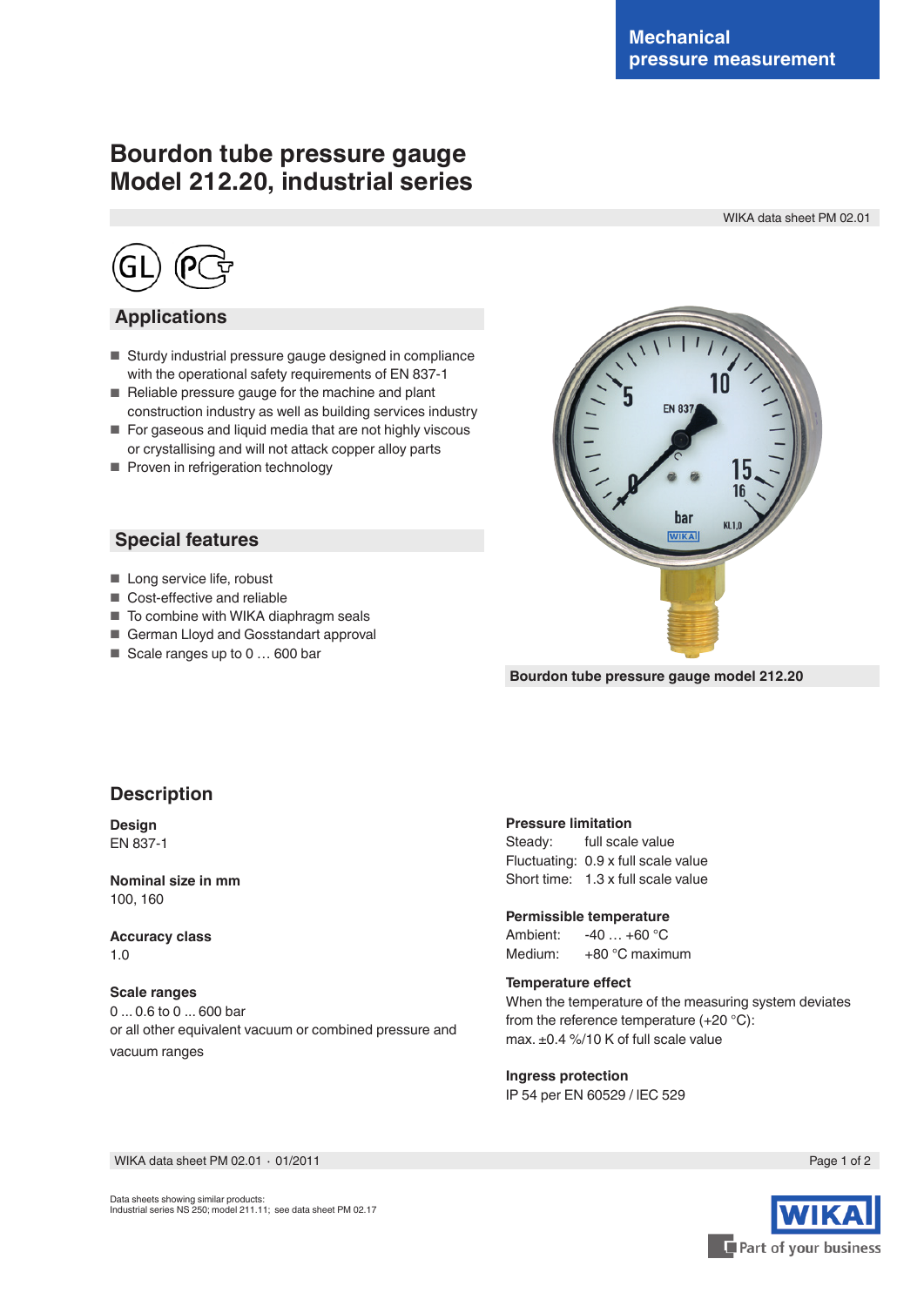Mechanical pressure measurement

# Bourdon tube pressure gauge Model 212.20, industrial series

WIKA data sheet PM 02.01

## Applications

- Sturdy industrial pressure gauge designed in compliance with the operational safety requirements of EN 837-1
- Reliable pressure gauge for the machine and plant construction industry as well as building services industry
- For gaseous and liquid media that are not highly viscous or crystallising and will not attack copper alloy parts
- Proven in refrigeration technology

## Special features

- Long service life, robust
- Cost-effective and reliable
- To combine with WIKA diaphragm seals
- German Lloyd and Gosstandart approval
- Scale ranges up to 0 … 600 bar

Bourdon tube pressure gauge model 212.20

## Description

**Design**
EN 837-1

**Nominal size in mm**
100, 160

**Accuracy class**
1.0

**Scale ranges**
0 ... 0.6 to 0 ... 600 bar
or all other equivalent vacuum or combined pressure and vacuum ranges

**Pressure limitation**
Steady: full scale value
Fluctuating: 0.9 x full scale value
Short time: 1.3 x full scale value

**Permissible temperature**
Ambient: -40 … +60 °C
Medium: +80 °C maximum

**Temperature effect**
When the temperature of the measuring system deviates from the reference temperature (+20 °C):
max. ±0.4 %/10 K of full scale value

**Ingress protection**
IP 54 per EN 60529 / IEC 529

WIKA data sheet PM 02.01 · 01/2011

Data sheets showing similar products:
Industrial series NS 250; model 211.11; see data sheet PM 02.17

WIKA Part of your business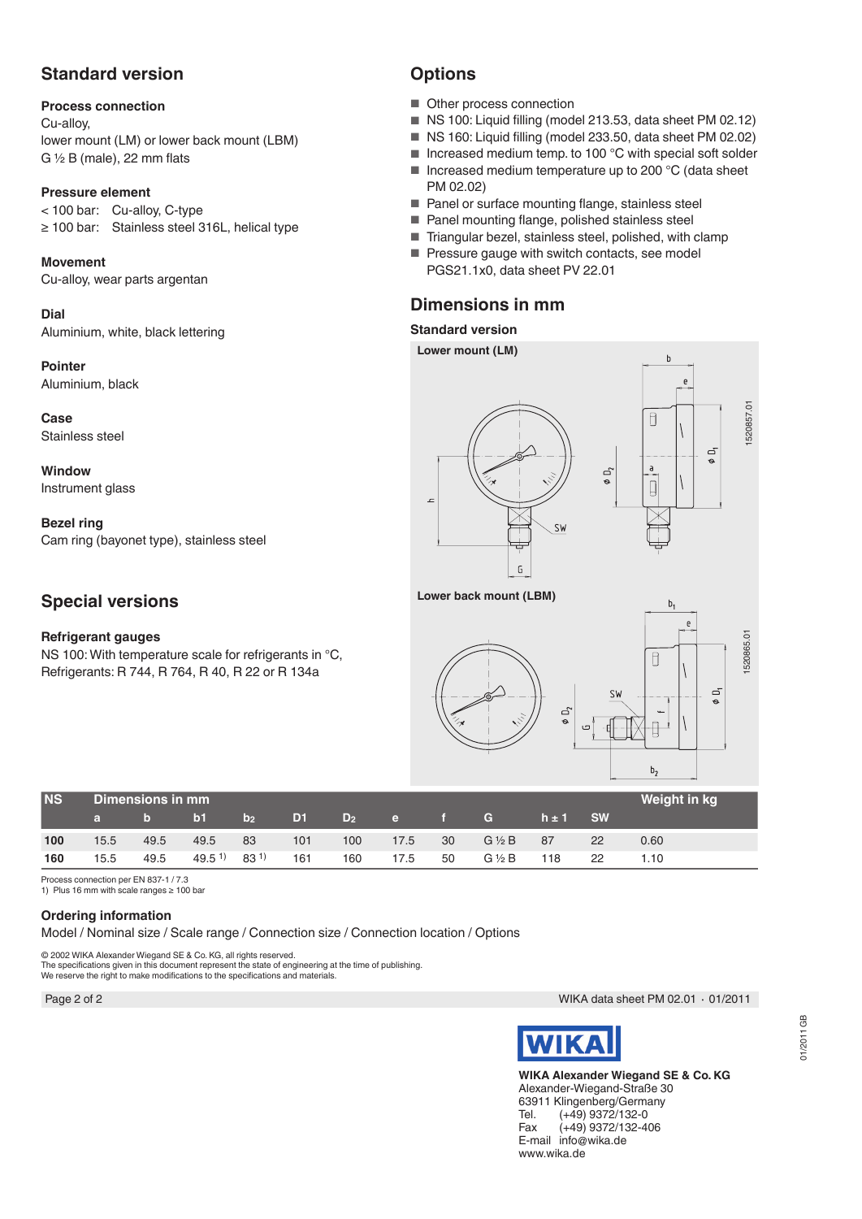## Standard version

**Process connection**
Cu-alloy,
lower mount (LM) or lower back mount (LBM)
G ½ B (male), 22 mm flats

**Pressure element**
< 100 bar: Cu-alloy, C-type
≥ 100 bar: Stainless steel 316L, helical type

**Movement**
Cu-alloy, wear parts argentan

**Dial**
Aluminium, white, black lettering

**Pointer**
Aluminium, black

**Case**
Stainless steel

**Window**
Instrument glass

**Bezel ring**
Cam ring (bayonet type), stainless steel

## Special versions

**Refrigerant gauges**
NS 100: With temperature scale for refrigerants in °C,
Refrigerants: R 744, R 764, R 40, R 22 or R 134a

## Options

- Other process connection
- NS 100: Liquid filling (model 213.53, data sheet PM 02.12)
- NS 160: Liquid filling (model 233.50, data sheet PM 02.02)
- Increased medium temp. to 100 °C with special soft solder
- Increased medium temperature up to 200 °C (data sheet PM 02.02)
- Panel or surface mounting flange, stainless steel
- Panel mounting flange, polished stainless steel
- Triangular bezel, stainless steel, polished, with clamp
- Pressure gauge with switch contacts, see model PGS21.1x0, data sheet PV 22.01

## Dimensions in mm

**Standard version**

**Lower mount (LM)**

b
e
$\varnothing D_2$
a
$\varnothing D_1$
h
SW
G
1520857.01

**Lower back mount (LBM)**

$b_1$
e
SW
$\varnothing D_2$
G
f
$\varnothing D_1$
$b_2$
1520865.01

| NS | Dimensions in mm | | | | | | | | | | | Weight in kg |
|---|---|---|---|---|---|---|---|---|---|---|---|---|
| | a | b | b1 | $b_2$ | D1 | $D_2$ | e | f | G | h ± 1 | SW | |
| 100 | 15.5 | 49.5 | 49.5 | 83 | 101 | 100 | 17.5 | 30 | G ½ B | 87 | 22 | 0.60 |
| 160 | 15.5 | 49.5 | 49.5 [1] | 83 [1] | 161 | 160 | 17.5 | 50 | G ½ B | 118 | 22 | 1.10 |

Process connection per EN 837-1 / 7.3
1) Plus 16 mm with scale ranges ≥ 100 bar

**Ordering information**
Model / Nominal size / Scale range / Connection size / Connection location / Options

© 2002 WIKA Alexander Wiegand SE & Co. KG, all rights reserved.
The specifications given in this document represent the state of engineering at the time of publishing.
We reserve the right to make modifications to the specifications and materials.

WIKA Alexander Wiegand SE & Co. KG
Alexander-Wiegand-Straße 30
63911 Klingenberg/Germany
Tel. (+49) 9372/132-0
Fax (+49) 9372/132-406
E-mail info@wika.de
www.wika.de